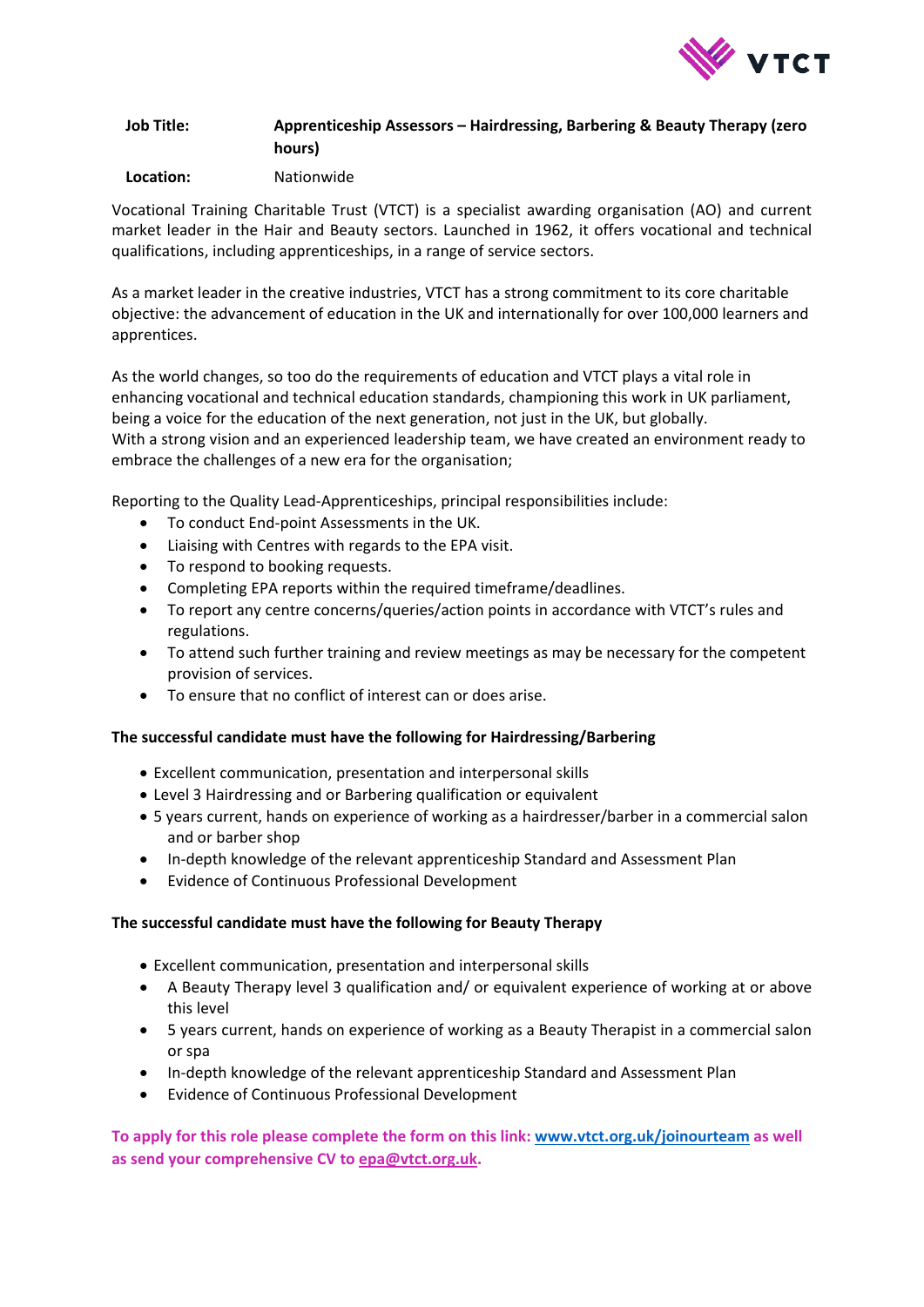**Job Title:** **Apprenticeship Assessors – Hairdressing, Barbering & Beauty Therapy (zero hours)**

**Location:** Nationwide

Vocational Training Charitable Trust (VTCT) is a specialist awarding organisation (AO) and current market leader in the Hair and Beauty sectors. Launched in 1962, it offers vocational and technical qualifications, including apprenticeships, in a range of service sectors.

As a market leader in the creative industries, VTCT has a strong commitment to its core charitable objective: the advancement of education in the UK and internationally for over 100,000 learners and apprentices.

As the world changes, so too do the requirements of education and VTCT plays a vital role in enhancing vocational and technical education standards, championing this work in UK parliament, being a voice for the education of the next generation, not just in the UK, but globally.
With a strong vision and an experienced leadership team, we have created an environment ready to embrace the challenges of a new era for the organisation;

Reporting to the Quality Lead-Apprenticeships, principal responsibilities include:

- To conduct End-point Assessments in the UK.
- Liaising with Centres with regards to the EPA visit.
- To respond to booking requests.
- Completing EPA reports within the required timeframe/deadlines.
- To report any centre concerns/queries/action points in accordance with VTCT's rules and regulations.
- To attend such further training and review meetings as may be necessary for the competent provision of services.
- To ensure that no conflict of interest can or does arise.

**The successful candidate must have the following for Hairdressing/Barbering**

- Excellent communication, presentation and interpersonal skills
- Level 3 Hairdressing and or Barbering qualification or equivalent
- 5 years current, hands on experience of working as a hairdresser/barber in a commercial salon and or barber shop
- In-depth knowledge of the relevant apprenticeship Standard and Assessment Plan
- Evidence of Continuous Professional Development

**The successful candidate must have the following for Beauty Therapy**

- Excellent communication, presentation and interpersonal skills
- A Beauty Therapy level 3 qualification and/ or equivalent experience of working at or above this level
- 5 years current, hands on experience of working as a Beauty Therapist in a commercial salon or spa
- In-depth knowledge of the relevant apprenticeship Standard and Assessment Plan
- Evidence of Continuous Professional Development

**To apply for this role please complete the form on this link: [www.vtct.org.uk/joinourteam](www.vtct.org.uk/joinourteam) as well as send your comprehensive CV to [epa@vtct.org.uk](mailto:epa@vtct.org.uk).**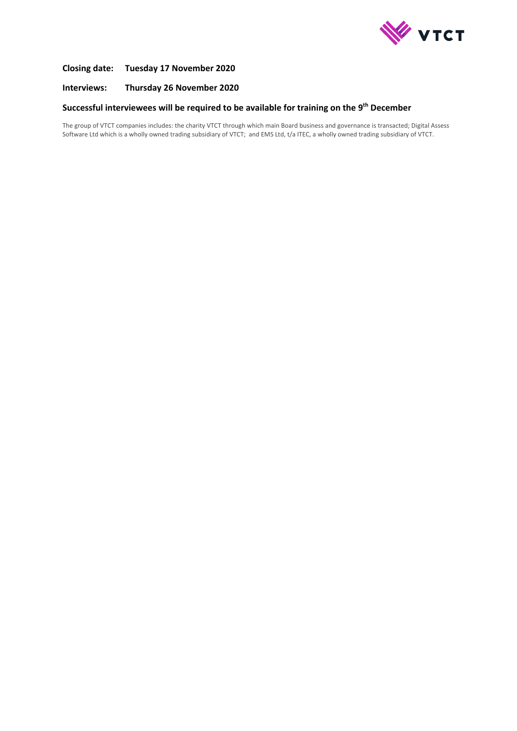**Closing date: Tuesday 17 November 2020**

**Interviews: Thursday 26 November 2020**

**Successful interviewees will be required to be available for training on the 9th December**

The group of VTCT companies includes: the charity VTCT through which main Board business and governance is transacted; Digital Assess Software Ltd which is a wholly owned trading subsidiary of VTCT; and EMS Ltd, t/a ITEC, a wholly owned trading subsidiary of VTCT.